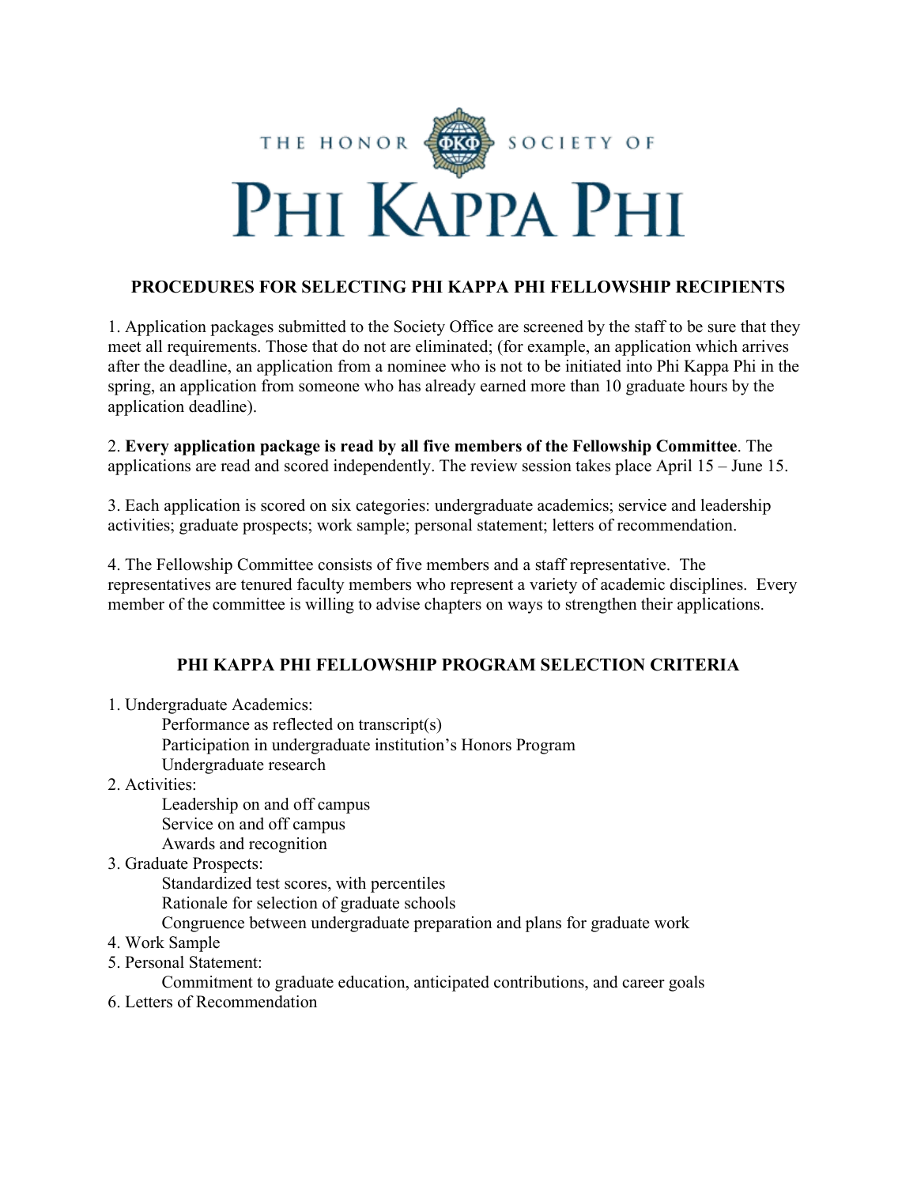THE HONOR SOCIETY OF

# PHI KAPPA PHI

## PROCEDURES FOR SELECTING PHI KAPPA PHI FELLOWSHIP RECIPIENTS

1. Application packages submitted to the Society Office are screened by the staff to be sure that they meet all requirements. Those that do not are eliminated; (for example, an application which arrives after the deadline, an application from a nominee who is not to be initiated into Phi Kappa Phi in the spring, an application from someone who has already earned more than 10 graduate hours by the application deadline).

2. **Every application package is read by all five members of the Fellowship Committee**. The applications are read and scored independently. The review session takes place April 15 – June 15.

3. Each application is scored on six categories: undergraduate academics; service and leadership activities; graduate prospects; work sample; personal statement; letters of recommendation.

4. The Fellowship Committee consists of five members and a staff representative. The representatives are tenured faculty members who represent a variety of academic disciplines. Every member of the committee is willing to advise chapters on ways to strengthen their applications.

## PHI KAPPA PHI FELLOWSHIP PROGRAM SELECTION CRITERIA

1. Undergraduate Academics:
   - Performance as reflected on transcript(s)
   - Participation in undergraduate institution's Honors Program
   - Undergraduate research
2. Activities:
   - Leadership on and off campus
   - Service on and off campus
   - Awards and recognition
3. Graduate Prospects:
   - Standardized test scores, with percentiles
   - Rationale for selection of graduate schools
   - Congruence between undergraduate preparation and plans for graduate work
4. Work Sample
5. Personal Statement:
   - Commitment to graduate education, anticipated contributions, and career goals
6. Letters of Recommendation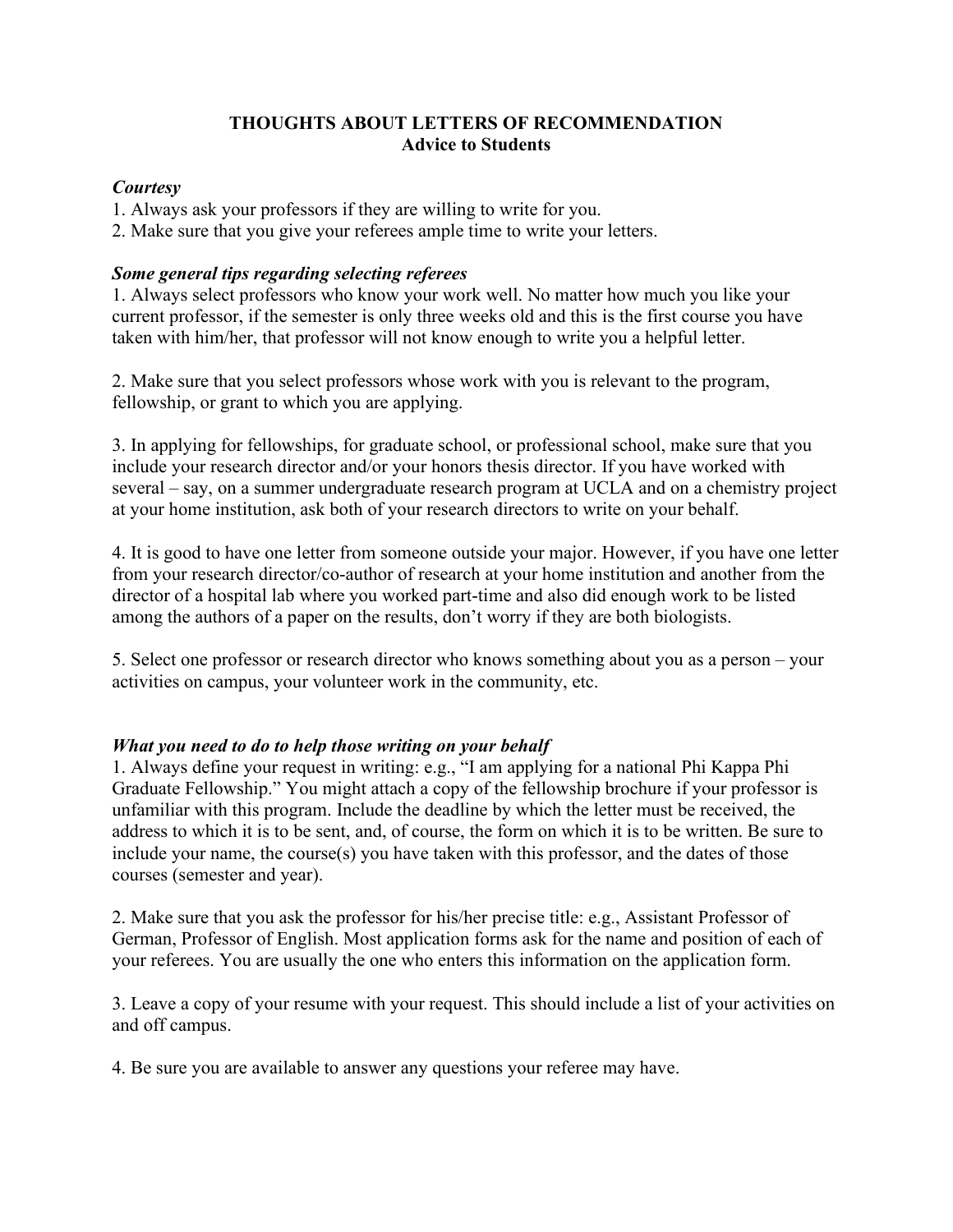## THOUGHTS ABOUT LETTERS OF RECOMMENDATION
### Advice to Students

***Courtesy***

1. Always ask your professors if they are willing to write for you.
2. Make sure that you give your referees ample time to write your letters.

***Some general tips regarding selecting referees***

1. Always select professors who know your work well. No matter how much you like your current professor, if the semester is only three weeks old and this is the first course you have taken with him/her, that professor will not know enough to write you a helpful letter.

2. Make sure that you select professors whose work with you is relevant to the program, fellowship, or grant to which you are applying.

3. In applying for fellowships, for graduate school, or professional school, make sure that you include your research director and/or your honors thesis director. If you have worked with several – say, on a summer undergraduate research program at UCLA and on a chemistry project at your home institution, ask both of your research directors to write on your behalf.

4. It is good to have one letter from someone outside your major. However, if you have one letter from your research director/co-author of research at your home institution and another from the director of a hospital lab where you worked part-time and also did enough work to be listed among the authors of a paper on the results, don't worry if they are both biologists.

5. Select one professor or research director who knows something about you as a person – your activities on campus, your volunteer work in the community, etc.

***What you need to do to help those writing on your behalf***

1. Always define your request in writing: e.g., "I am applying for a national Phi Kappa Phi Graduate Fellowship." You might attach a copy of the fellowship brochure if your professor is unfamiliar with this program. Include the deadline by which the letter must be received, the address to which it is to be sent, and, of course, the form on which it is to be written. Be sure to include your name, the course(s) you have taken with this professor, and the dates of those courses (semester and year).

2. Make sure that you ask the professor for his/her precise title: e.g., Assistant Professor of German, Professor of English. Most application forms ask for the name and position of each of your referees. You are usually the one who enters this information on the application form.

3. Leave a copy of your resume with your request. This should include a list of your activities on and off campus.

4. Be sure you are available to answer any questions your referee may have.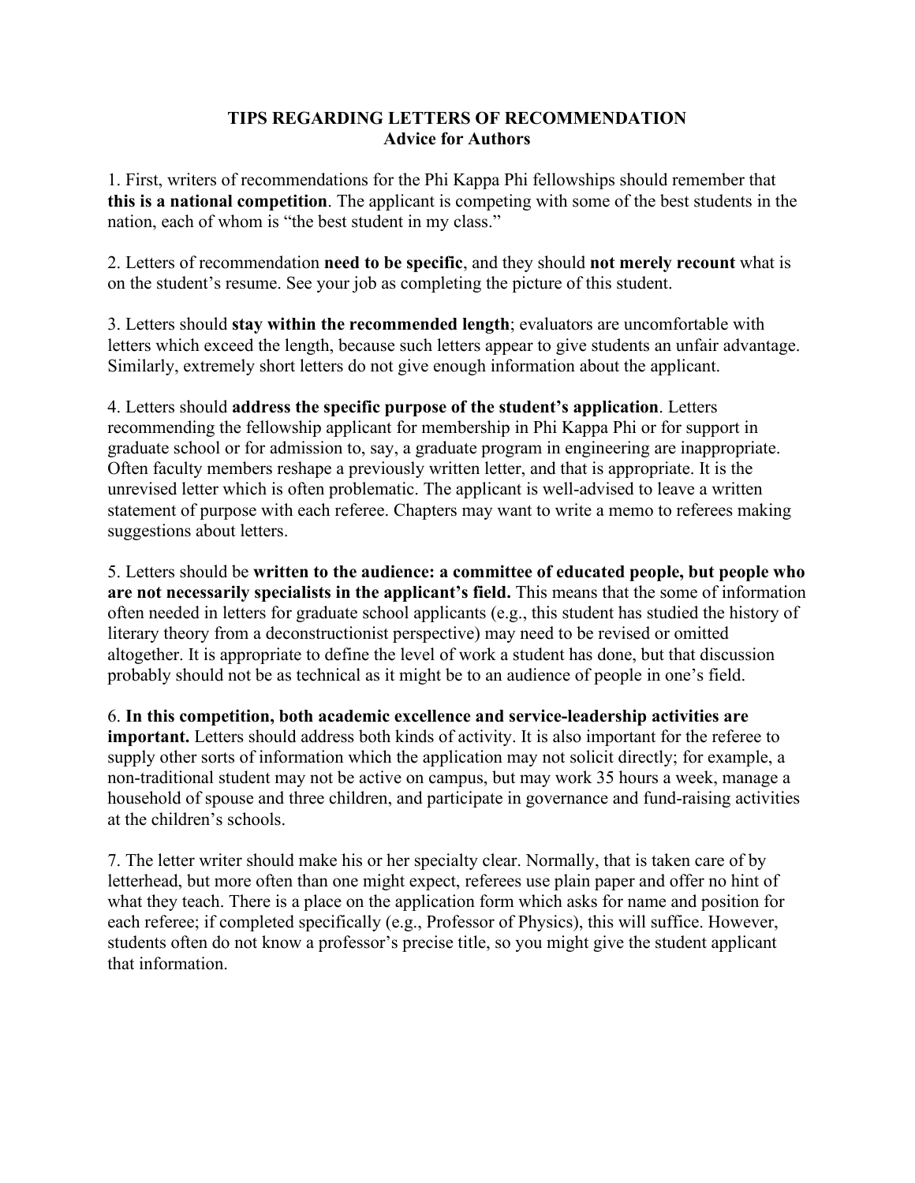**TIPS REGARDING LETTERS OF RECOMMENDATION**
**Advice for Authors**

1. First, writers of recommendations for the Phi Kappa Phi fellowships should remember that **this is a national competition**. The applicant is competing with some of the best students in the nation, each of whom is "the best student in my class."

2. Letters of recommendation **need to be specific**, and they should **not merely recount** what is on the student's resume. See your job as completing the picture of this student.

3. Letters should **stay within the recommended length**; evaluators are uncomfortable with letters which exceed the length, because such letters appear to give students an unfair advantage. Similarly, extremely short letters do not give enough information about the applicant.

4. Letters should **address the specific purpose of the student's application**. Letters recommending the fellowship applicant for membership in Phi Kappa Phi or for support in graduate school or for admission to, say, a graduate program in engineering are inappropriate. Often faculty members reshape a previously written letter, and that is appropriate. It is the unrevised letter which is often problematic. The applicant is well-advised to leave a written statement of purpose with each referee. Chapters may want to write a memo to referees making suggestions about letters.

5. Letters should be **written to the audience: a committee of educated people, but people who are not necessarily specialists in the applicant's field.** This means that the some of information often needed in letters for graduate school applicants (e.g., this student has studied the history of literary theory from a deconstructionist perspective) may need to be revised or omitted altogether. It is appropriate to define the level of work a student has done, but that discussion probably should not be as technical as it might be to an audience of people in one's field.

6. **In this competition, both academic excellence and service-leadership activities are important.** Letters should address both kinds of activity. It is also important for the referee to supply other sorts of information which the application may not solicit directly; for example, a non-traditional student may not be active on campus, but may work 35 hours a week, manage a household of spouse and three children, and participate in governance and fund-raising activities at the children's schools.

7. The letter writer should make his or her specialty clear. Normally, that is taken care of by letterhead, but more often than one might expect, referees use plain paper and offer no hint of what they teach. There is a place on the application form which asks for name and position for each referee; if completed specifically (e.g., Professor of Physics), this will suffice. However, students often do not know a professor's precise title, so you might give the student applicant that information.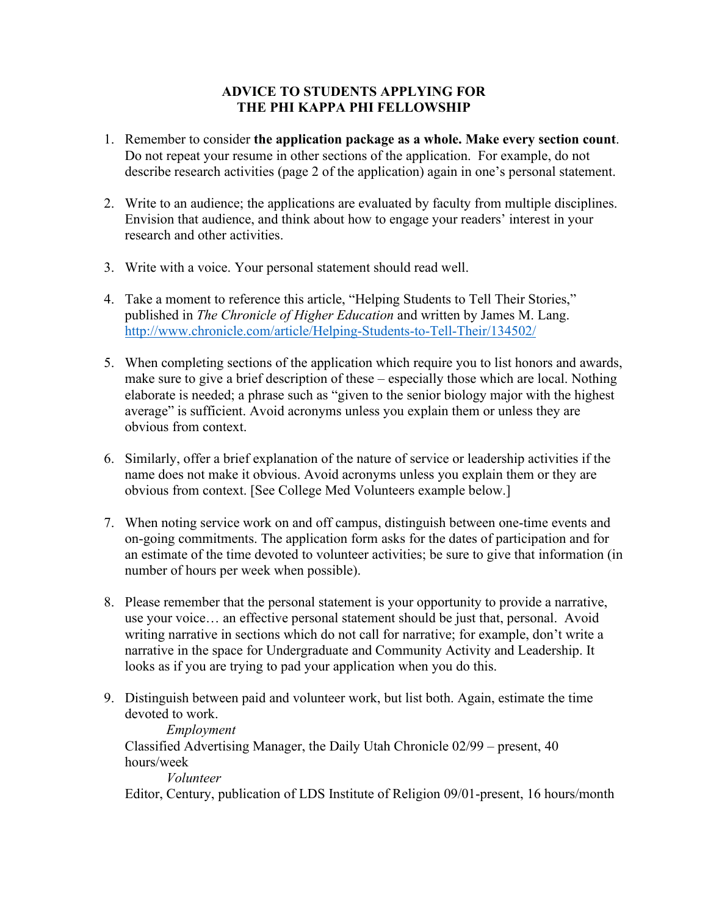# ADVICE TO STUDENTS APPLYING FOR THE PHI KAPPA PHI FELLOWSHIP

1. Remember to consider **the application package as a whole. Make every section count**. Do not repeat your resume in other sections of the application. For example, do not describe research activities (page 2 of the application) again in one's personal statement.

2. Write to an audience; the applications are evaluated by faculty from multiple disciplines. Envision that audience, and think about how to engage your readers' interest in your research and other activities.

3. Write with a voice. Your personal statement should read well.

4. Take a moment to reference this article, "Helping Students to Tell Their Stories," published in *The Chronicle of Higher Education* and written by James M. Lang. [http://www.chronicle.com/article/Helping-Students-to-Tell-Their/134502/](http://www.chronicle.com/article/Helping-Students-to-Tell-Their/134502/)

5. When completing sections of the application which require you to list honors and awards, make sure to give a brief description of these – especially those which are local. Nothing elaborate is needed; a phrase such as "given to the senior biology major with the highest average" is sufficient. Avoid acronyms unless you explain them or unless they are obvious from context.

6. Similarly, offer a brief explanation of the nature of service or leadership activities if the name does not make it obvious. Avoid acronyms unless you explain them or they are obvious from context. [See College Med Volunteers example below.]

7. When noting service work on and off campus, distinguish between one-time events and on-going commitments. The application form asks for the dates of participation and for an estimate of the time devoted to volunteer activities; be sure to give that information (in number of hours per week when possible).

8. Please remember that the personal statement is your opportunity to provide a narrative, use your voice… an effective personal statement should be just that, personal. Avoid writing narrative in sections which do not call for narrative; for example, don't write a narrative in the space for Undergraduate and Community Activity and Leadership. It looks as if you are trying to pad your application when you do this.

9. Distinguish between paid and volunteer work, but list both. Again, estimate the time devoted to work.

   *Employment*

   Classified Advertising Manager, the Daily Utah Chronicle 02/99 – present, 40 hours/week

   *Volunteer*

   Editor, Century, publication of LDS Institute of Religion 09/01-present, 16 hours/month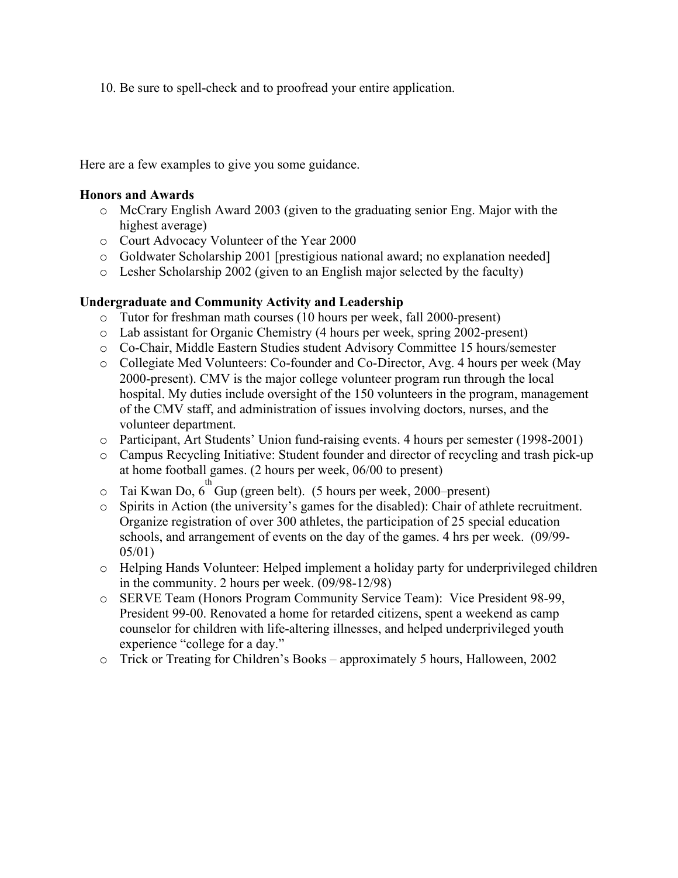10. Be sure to spell-check and to proofread your entire application.

Here are a few examples to give you some guidance.

**Honors and Awards**

- McCrary English Award 2003 (given to the graduating senior Eng. Major with the highest average)
- Court Advocacy Volunteer of the Year 2000
- Goldwater Scholarship 2001 [prestigious national award; no explanation needed]
- Lesher Scholarship 2002 (given to an English major selected by the faculty)

**Undergraduate and Community Activity and Leadership**

- Tutor for freshman math courses (10 hours per week, fall 2000-present)
- Lab assistant for Organic Chemistry (4 hours per week, spring 2002-present)
- Co-Chair, Middle Eastern Studies student Advisory Committee 15 hours/semester
- Collegiate Med Volunteers: Co-founder and Co-Director, Avg. 4 hours per week (May 2000-present). CMV is the major college volunteer program run through the local hospital. My duties include oversight of the 150 volunteers in the program, management of the CMV staff, and administration of issues involving doctors, nurses, and the volunteer department.
- Participant, Art Students' Union fund-raising events. 4 hours per semester (1998-2001)
- Campus Recycling Initiative: Student founder and director of recycling and trash pick-up at home football games. (2 hours per week, 06/00 to present)
- Tai Kwan Do, 6th Gup (green belt). (5 hours per week, 2000–present)
- Spirits in Action (the university's games for the disabled): Chair of athlete recruitment. Organize registration of over 300 athletes, the participation of 25 special education schools, and arrangement of events on the day of the games. 4 hrs per week. (09/99-05/01)
- Helping Hands Volunteer: Helped implement a holiday party for underprivileged children in the community. 2 hours per week. (09/98-12/98)
- SERVE Team (Honors Program Community Service Team): Vice President 98-99, President 99-00. Renovated a home for retarded citizens, spent a weekend as camp counselor for children with life-altering illnesses, and helped underprivileged youth experience "college for a day."
- Trick or Treating for Children's Books – approximately 5 hours, Halloween, 2002